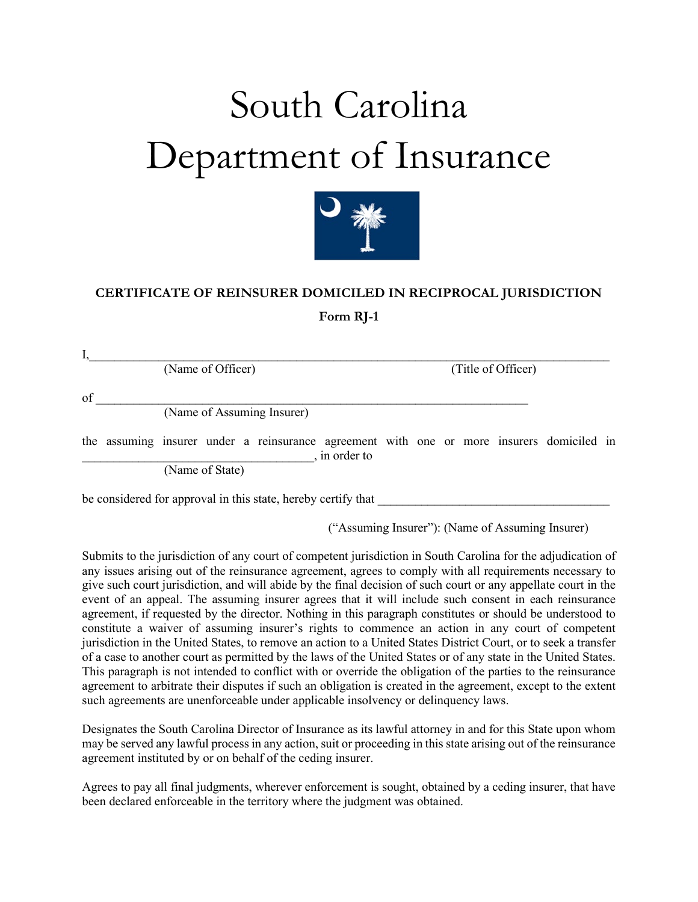# South Carolina Department of Insurance

**CERTIFICATE OF REINSURER DOMICILED IN RECIPROCAL JURISDICTION**

**Form RJ-1**

I,\_\_\_\_\_\_\_\_\_\_\_\_\_\_\_\_\_\_\_\_\_\_\_\_\_\_\_\_\_\_\_\_\_\_\_\_\_\_\_\_\_\_\_\_\_\_\_\_\_\_\_\_\_\_\_\_\_\_\_\_\_\_\_\_\_\_\_\_\_\_\_\_\_\_\_\_\_\_
(Name of Officer) (Title of Officer)

of \_\_\_\_\_\_\_\_\_\_\_\_\_\_\_\_\_\_\_\_\_\_\_\_\_\_\_\_\_\_\_\_\_\_\_\_\_\_\_\_\_\_\_\_\_\_\_\_\_\_\_\_\_\_\_\_\_\_\_\_\_\_\_\_
(Name of Assuming Insurer)

the assuming insurer under a reinsurance agreement with one or more insurers domiciled in \_\_\_\_\_\_\_\_\_\_\_\_\_\_\_\_\_\_\_\_\_\_\_\_\_\_\_\_\_\_\_\_\_\_\_\_, in order to
(Name of State)

be considered for approval in this state, hereby certify that \_\_\_\_\_\_\_\_\_\_\_\_\_\_\_\_\_\_\_\_\_\_\_\_\_\_\_\_\_\_\_\_\_\_\_\_

("Assuming Insurer"): (Name of Assuming Insurer)

Submits to the jurisdiction of any court of competent jurisdiction in South Carolina for the adjudication of any issues arising out of the reinsurance agreement, agrees to comply with all requirements necessary to give such court jurisdiction, and will abide by the final decision of such court or any appellate court in the event of an appeal. The assuming insurer agrees that it will include such consent in each reinsurance agreement, if requested by the director. Nothing in this paragraph constitutes or should be understood to constitute a waiver of assuming insurer's rights to commence an action in any court of competent jurisdiction in the United States, to remove an action to a United States District Court, or to seek a transfer of a case to another court as permitted by the laws of the United States or of any state in the United States. This paragraph is not intended to conflict with or override the obligation of the parties to the reinsurance agreement to arbitrate their disputes if such an obligation is created in the agreement, except to the extent such agreements are unenforceable under applicable insolvency or delinquency laws.

Designates the South Carolina Director of Insurance as its lawful attorney in and for this State upon whom may be served any lawful process in any action, suit or proceeding in this state arising out of the reinsurance agreement instituted by or on behalf of the ceding insurer.

Agrees to pay all final judgments, wherever enforcement is sought, obtained by a ceding insurer, that have been declared enforceable in the territory where the judgment was obtained.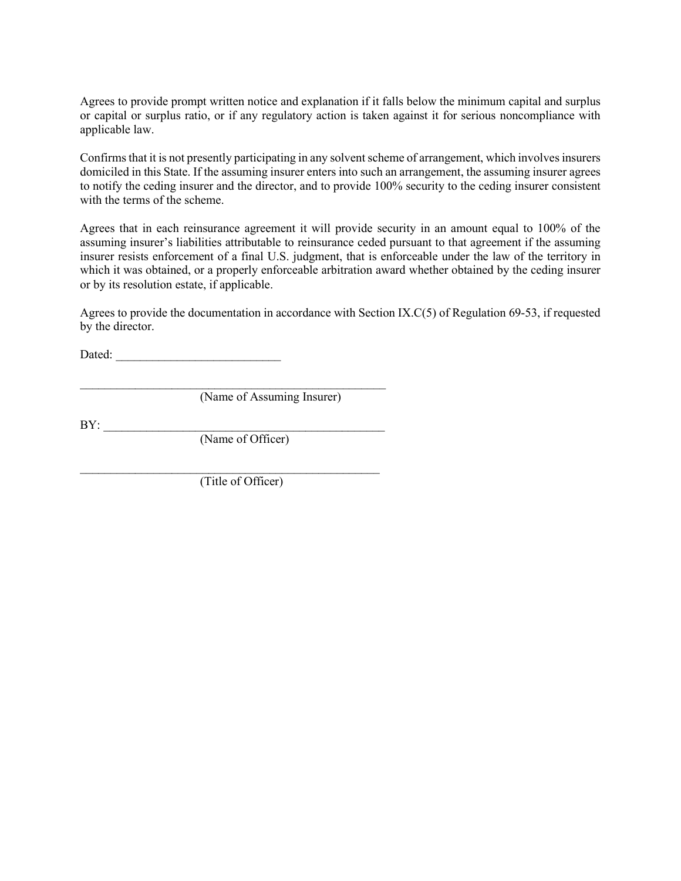Agrees to provide prompt written notice and explanation if it falls below the minimum capital and surplus or capital or surplus ratio, or if any regulatory action is taken against it for serious noncompliance with applicable law.

Confirms that it is not presently participating in any solvent scheme of arrangement, which involves insurers domiciled in this State. If the assuming insurer enters into such an arrangement, the assuming insurer agrees to notify the ceding insurer and the director, and to provide 100% security to the ceding insurer consistent with the terms of the scheme.

Agrees that in each reinsurance agreement it will provide security in an amount equal to 100% of the assuming insurer's liabilities attributable to reinsurance ceded pursuant to that agreement if the assuming insurer resists enforcement of a final U.S. judgment, that is enforceable under the law of the territory in which it was obtained, or a properly enforceable arbitration award whether obtained by the ceding insurer or by its resolution estate, if applicable.

Agrees to provide the documentation in accordance with Section IX.C(5) of Regulation 69-53, if requested by the director.

Dated: ___________________________

_____________________________________________________
(Name of Assuming Insurer)

BY: _________________________________________________
(Name of Officer)

_____________________________________________________
(Title of Officer)